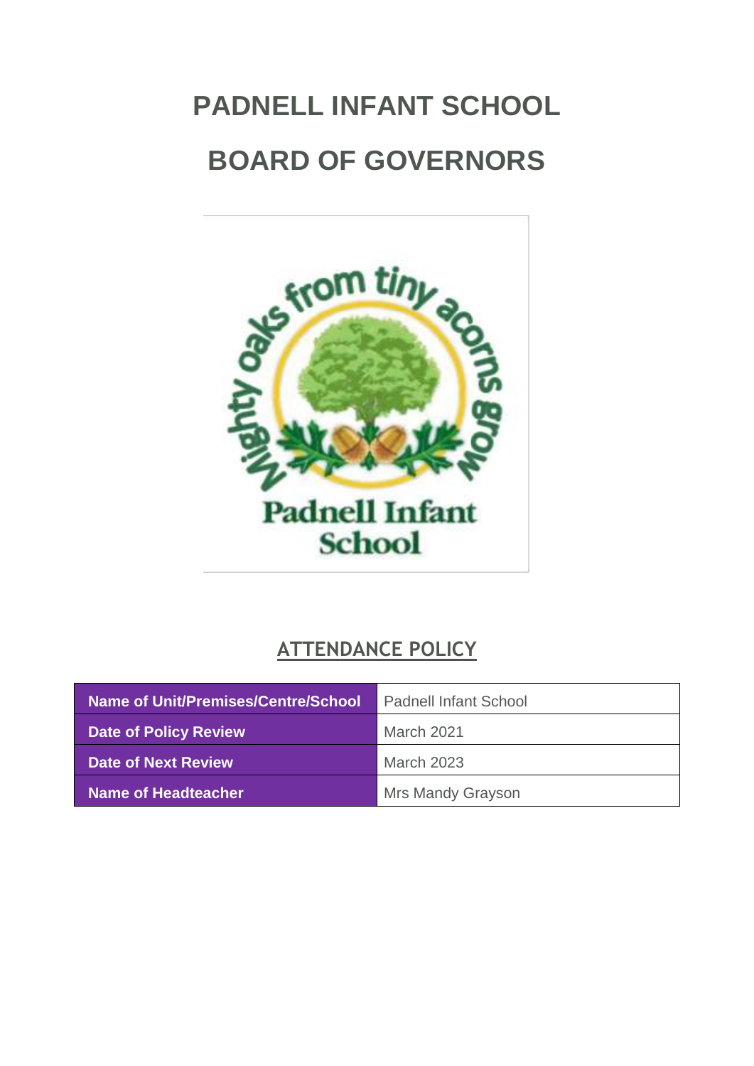# PADNELL INFANT SCHOOL

# BOARD OF GOVERNORS

## ATTENDANCE POLICY

| Name of Unit/Premises/Centre/School | Padnell Infant School |
|---|---|
| Date of Policy Review | March 2021 |
| Date of Next Review | March 2023 |
| Name of Headteacher | Mrs Mandy Grayson |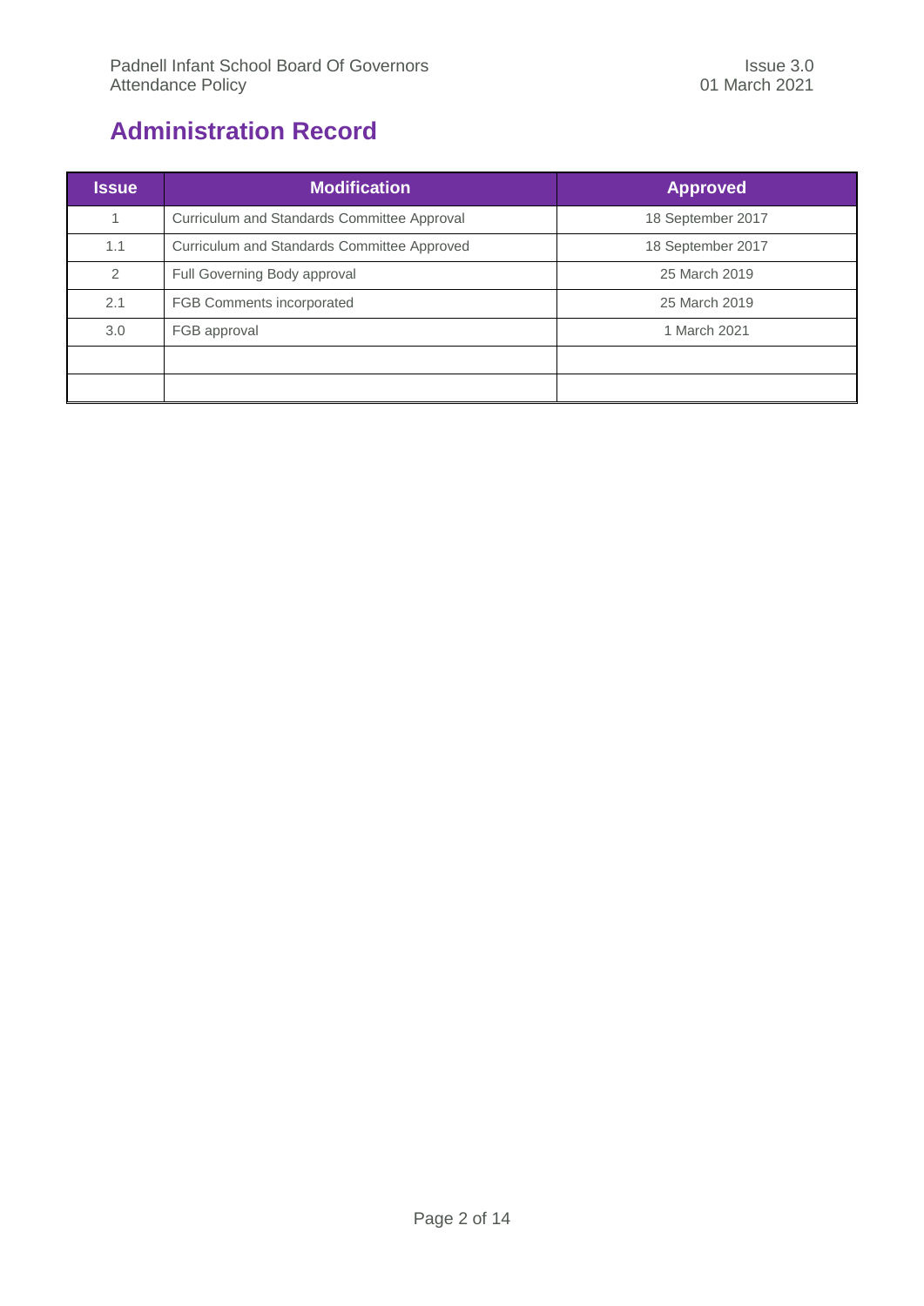# Administration Record

| Issue | Modification | Approved |
| --- | --- | --- |
| 1 | Curriculum and Standards Committee Approval | 18 September 2017 |
| 1.1 | Curriculum and Standards Committee Approved | 18 September 2017 |
| 2 | Full Governing Body approval | 25 March 2019 |
| 2.1 | FGB Comments incorporated | 25 March 2019 |
| 3.0 | FGB approval | 1 March 2021 |
| | | |
| | | |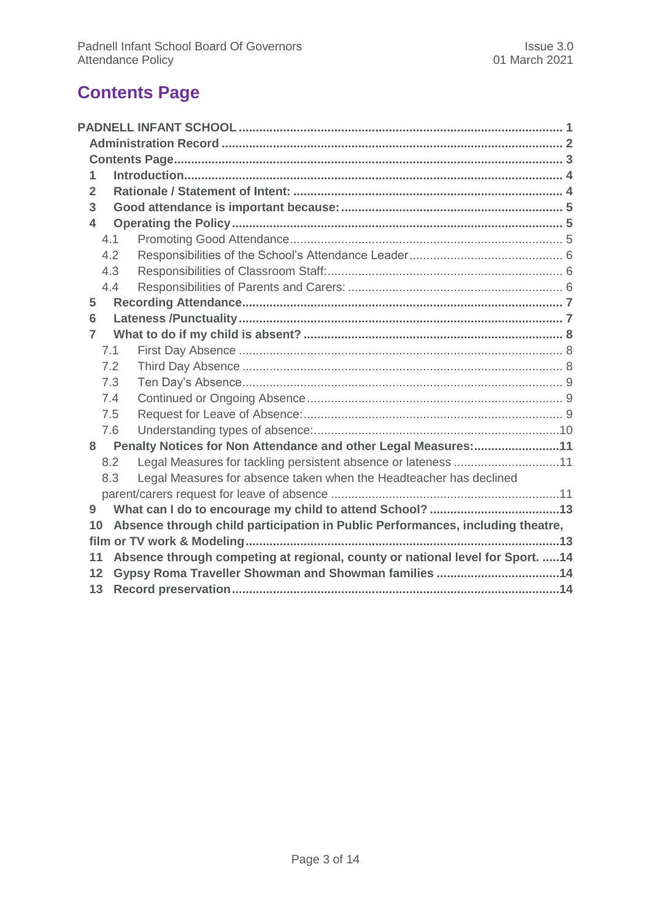# Contents Page

- **PADNELL INFANT SCHOOL** ..... 1
  - **Administration Record** ..... 2
  - **Contents Page** ..... 3
  - **1 Introduction** ..... 4
  - **2 Rationale / Statement of Intent:** ..... 4
  - **3 Good attendance is important because:** ..... 5
  - **4 Operating the Policy** ..... 5
    - 4.1 Promoting Good Attendance ..... 5
    - 4.2 Responsibilities of the School's Attendance Leader ..... 6
    - 4.3 Responsibilities of Classroom Staff: ..... 6
    - 4.4 Responsibilities of Parents and Carers: ..... 6
  - **5 Recording Attendance** ..... 7
  - **6 Lateness /Punctuality** ..... 7
  - **7 What to do if my child is absent?** ..... 8
    - 7.1 First Day Absence ..... 8
    - 7.2 Third Day Absence ..... 8
    - 7.3 Ten Day's Absence ..... 9
    - 7.4 Continued or Ongoing Absence ..... 9
    - 7.5 Request for Leave of Absence: ..... 9
    - 7.6 Understanding types of absence: ..... 10
  - **8 Penalty Notices for Non Attendance and other Legal Measures:** ..... 11
    - 8.2 Legal Measures for tackling persistent absence or lateness ..... 11
    - 8.3 Legal Measures for absence taken when the Headteacher has declined parent/carers request for leave of absence ..... 11
  - **9 What can I do to encourage my child to attend School?** ..... 13
  - **10 Absence through child participation in Public Performances, including theatre, film or TV work & Modeling** ..... 13
  - **11 Absence through competing at regional, county or national level for Sport.** ..... 14
  - **12 Gypsy Roma Traveller Showman and Showman families** ..... 14
  - **13 Record preservation** ..... 14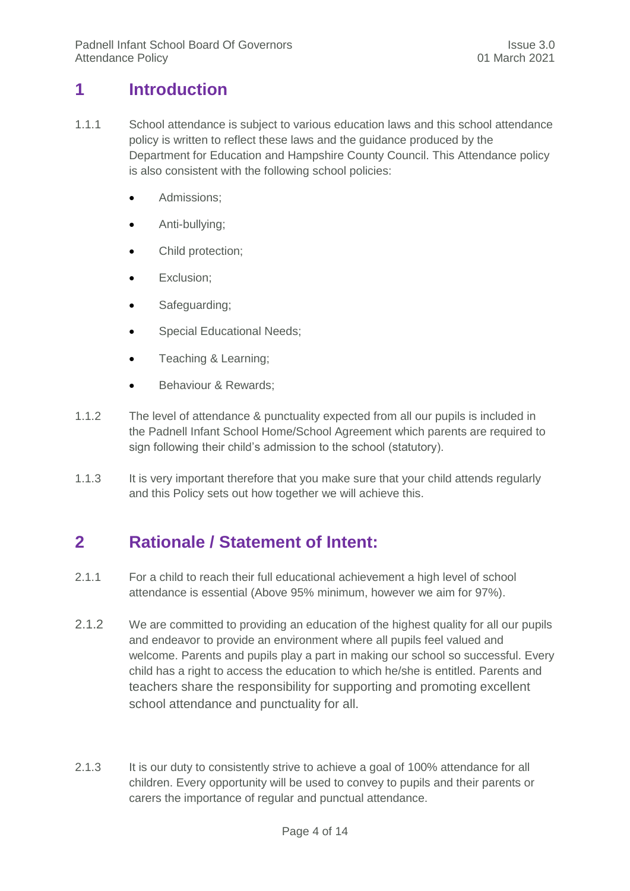# 1 Introduction

1.1.1 School attendance is subject to various education laws and this school attendance policy is written to reflect these laws and the guidance produced by the Department for Education and Hampshire County Council. This Attendance policy is also consistent with the following school policies:

- Admissions;
- Anti-bullying;
- Child protection;
- Exclusion;
- Safeguarding;
- Special Educational Needs;
- Teaching & Learning;
- Behaviour & Rewards;

1.1.2 The level of attendance & punctuality expected from all our pupils is included in the Padnell Infant School Home/School Agreement which parents are required to sign following their child's admission to the school (statutory).

1.1.3 It is very important therefore that you make sure that your child attends regularly and this Policy sets out how together we will achieve this.

# 2 Rationale / Statement of Intent:

2.1.1 For a child to reach their full educational achievement a high level of school attendance is essential (Above 95% minimum, however we aim for 97%).

2.1.2 We are committed to providing an education of the highest quality for all our pupils and endeavor to provide an environment where all pupils feel valued and welcome. Parents and pupils play a part in making our school so successful. Every child has a right to access the education to which he/she is entitled. Parents and teachers share the responsibility for supporting and promoting excellent school attendance and punctuality for all.

2.1.3 It is our duty to consistently strive to achieve a goal of 100% attendance for all children. Every opportunity will be used to convey to pupils and their parents or carers the importance of regular and punctual attendance.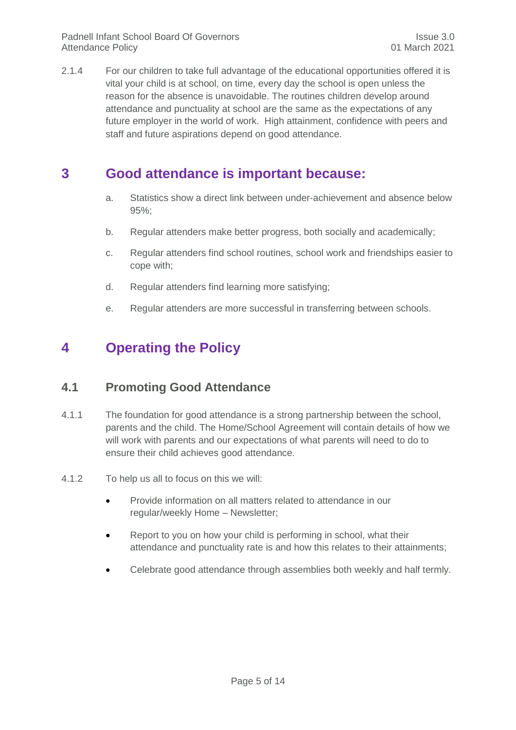2.1.4 For our children to take full advantage of the educational opportunities offered it is vital your child is at school, on time, every day the school is open unless the reason for the absence is unavoidable. The routines children develop around attendance and punctuality at school are the same as the expectations of any future employer in the world of work. High attainment, confidence with peers and staff and future aspirations depend on good attendance.

# 3 Good attendance is important because:

a. Statistics show a direct link between under-achievement and absence below 95%;

b. Regular attenders make better progress, both socially and academically;

c. Regular attenders find school routines, school work and friendships easier to cope with;

d. Regular attenders find learning more satisfying;

e. Regular attenders are more successful in transferring between schools.

# 4 Operating the Policy

## 4.1 Promoting Good Attendance

4.1.1 The foundation for good attendance is a strong partnership between the school, parents and the child. The Home/School Agreement will contain details of how we will work with parents and our expectations of what parents will need to do to ensure their child achieves good attendance.

4.1.2 To help us all to focus on this we will:

- Provide information on all matters related to attendance in our regular/weekly Home – Newsletter;
- Report to you on how your child is performing in school, what their attendance and punctuality rate is and how this relates to their attainments;
- Celebrate good attendance through assemblies both weekly and half termly.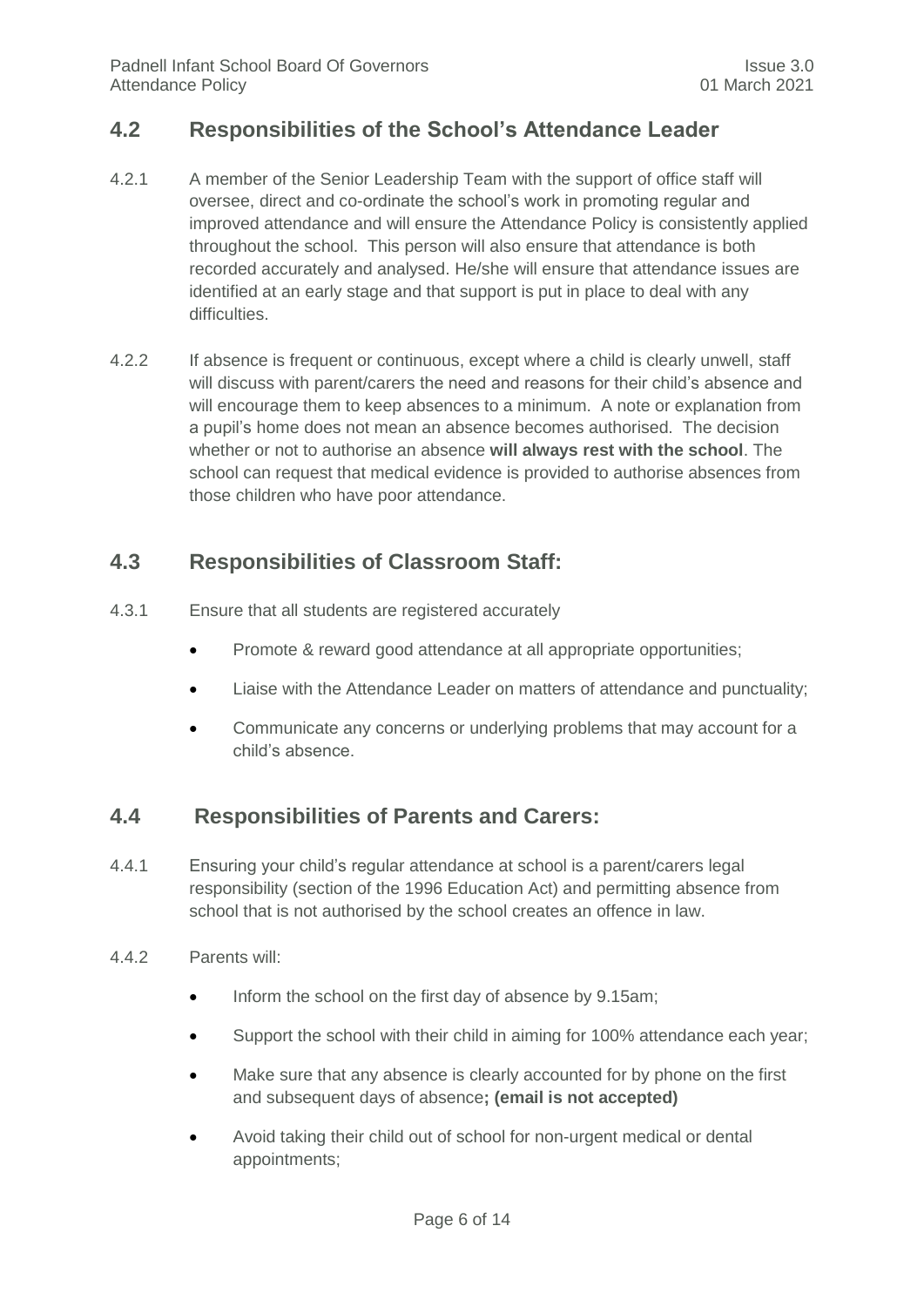## 4.2 Responsibilities of the School's Attendance Leader

4.2.1 A member of the Senior Leadership Team with the support of office staff will oversee, direct and co-ordinate the school's work in promoting regular and improved attendance and will ensure the Attendance Policy is consistently applied throughout the school. This person will also ensure that attendance is both recorded accurately and analysed. He/she will ensure that attendance issues are identified at an early stage and that support is put in place to deal with any difficulties.

4.2.2 If absence is frequent or continuous, except where a child is clearly unwell, staff will discuss with parent/carers the need and reasons for their child's absence and will encourage them to keep absences to a minimum. A note or explanation from a pupil's home does not mean an absence becomes authorised. The decision whether or not to authorise an absence **will always rest with the school**. The school can request that medical evidence is provided to authorise absences from those children who have poor attendance.

## 4.3 Responsibilities of Classroom Staff:

4.3.1 Ensure that all students are registered accurately

- Promote & reward good attendance at all appropriate opportunities;
- Liaise with the Attendance Leader on matters of attendance and punctuality;
- Communicate any concerns or underlying problems that may account for a child's absence.

## 4.4 Responsibilities of Parents and Carers:

4.4.1 Ensuring your child's regular attendance at school is a parent/carers legal responsibility (section of the 1996 Education Act) and permitting absence from school that is not authorised by the school creates an offence in law.

4.4.2 Parents will:

- Inform the school on the first day of absence by 9.15am;
- Support the school with their child in aiming for 100% attendance each year;
- Make sure that any absence is clearly accounted for by phone on the first and subsequent days of absence**; (email is not accepted)**
- Avoid taking their child out of school for non-urgent medical or dental appointments;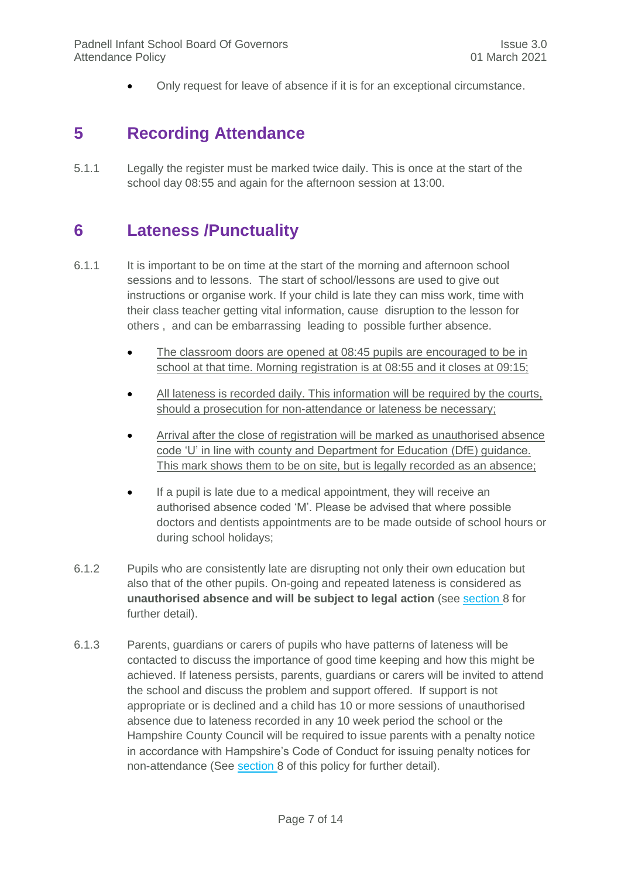- Only request for leave of absence if it is for an exceptional circumstance.

# 5 Recording Attendance

5.1.1 Legally the register must be marked twice daily. This is once at the start of the school day 08:55 and again for the afternoon session at 13:00.

# 6 Lateness /Punctuality

6.1.1 It is important to be on time at the start of the morning and afternoon school sessions and to lessons. The start of school/lessons are used to give out instructions or organise work. If your child is late they can miss work, time with their class teacher getting vital information, cause disruption to the lesson for others , and can be embarrassing leading to possible further absence.

- The classroom doors are opened at 08:45 pupils are encouraged to be in school at that time. Morning registration is at 08:55 and it closes at 09:15;
- All lateness is recorded daily. This information will be required by the courts, should a prosecution for non-attendance or lateness be necessary;
- Arrival after the close of registration will be marked as unauthorised absence code 'U' in line with county and Department for Education (DfE) guidance. This mark shows them to be on site, but is legally recorded as an absence;
- If a pupil is late due to a medical appointment, they will receive an authorised absence coded 'M'. Please be advised that where possible doctors and dentists appointments are to be made outside of school hours or during school holidays;

6.1.2 Pupils who are consistently late are disrupting not only their own education but also that of the other pupils. On-going and repeated lateness is considered as **unauthorised absence and will be subject to legal action** (see section 8 for further detail).

6.1.3 Parents, guardians or carers of pupils who have patterns of lateness will be contacted to discuss the importance of good time keeping and how this might be achieved. If lateness persists, parents, guardians or carers will be invited to attend the school and discuss the problem and support offered. If support is not appropriate or is declined and a child has 10 or more sessions of unauthorised absence due to lateness recorded in any 10 week period the school or the Hampshire County Council will be required to issue parents with a penalty notice in accordance with Hampshire's Code of Conduct for issuing penalty notices for non-attendance (See section 8 of this policy for further detail).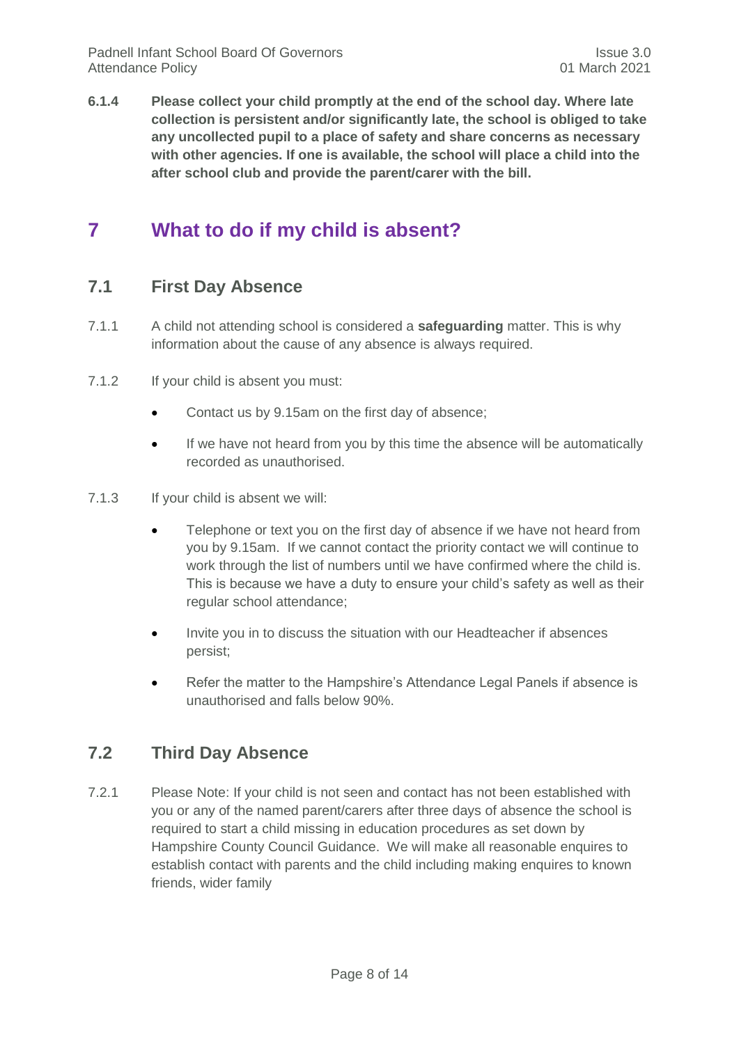**6.1.4 Please collect your child promptly at the end of the school day. Where late collection is persistent and/or significantly late, the school is obliged to take any uncollected pupil to a place of safety and share concerns as necessary with other agencies. If one is available, the school will place a child into the after school club and provide the parent/carer with the bill.**

# 7 What to do if my child is absent?

## 7.1 First Day Absence

7.1.1 A child not attending school is considered a **safeguarding** matter. This is why information about the cause of any absence is always required.

7.1.2 If your child is absent you must:

- Contact us by 9.15am on the first day of absence;
- If we have not heard from you by this time the absence will be automatically recorded as unauthorised.

7.1.3 If your child is absent we will:

- Telephone or text you on the first day of absence if we have not heard from you by 9.15am. If we cannot contact the priority contact we will continue to work through the list of numbers until we have confirmed where the child is. This is because we have a duty to ensure your child's safety as well as their regular school attendance;
- Invite you in to discuss the situation with our Headteacher if absences persist;
- Refer the matter to the Hampshire's Attendance Legal Panels if absence is unauthorised and falls below 90%.

## 7.2 Third Day Absence

7.2.1 Please Note: If your child is not seen and contact has not been established with you or any of the named parent/carers after three days of absence the school is required to start a child missing in education procedures as set down by Hampshire County Council Guidance. We will make all reasonable enquires to establish contact with parents and the child including making enquires to known friends, wider family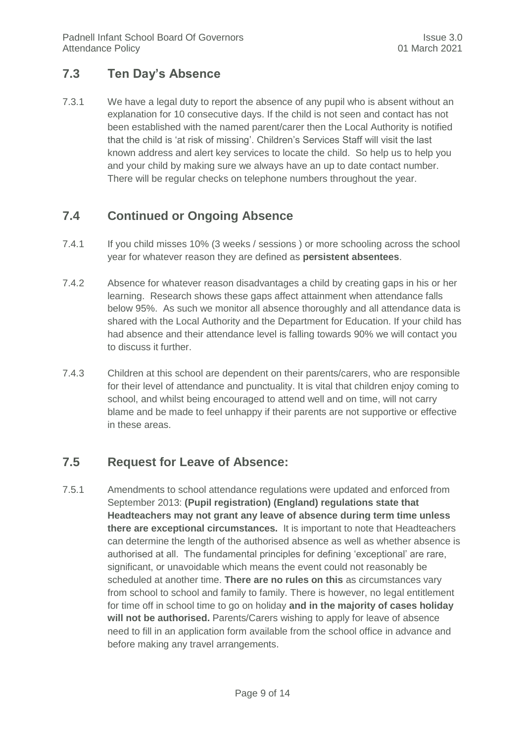## 7.3 Ten Day's Absence

7.3.1 We have a legal duty to report the absence of any pupil who is absent without an explanation for 10 consecutive days. If the child is not seen and contact has not been established with the named parent/carer then the Local Authority is notified that the child is 'at risk of missing'. Children's Services Staff will visit the last known address and alert key services to locate the child. So help us to help you and your child by making sure we always have an up to date contact number. There will be regular checks on telephone numbers throughout the year.

## 7.4 Continued or Ongoing Absence

7.4.1 If you child misses 10% (3 weeks / sessions ) or more schooling across the school year for whatever reason they are defined as **persistent absentees**.

7.4.2 Absence for whatever reason disadvantages a child by creating gaps in his or her learning. Research shows these gaps affect attainment when attendance falls below 95%. As such we monitor all absence thoroughly and all attendance data is shared with the Local Authority and the Department for Education. If your child has had absence and their attendance level is falling towards 90% we will contact you to discuss it further.

7.4.3 Children at this school are dependent on their parents/carers, who are responsible for their level of attendance and punctuality. It is vital that children enjoy coming to school, and whilst being encouraged to attend well and on time, will not carry blame and be made to feel unhappy if their parents are not supportive or effective in these areas.

## 7.5 Request for Leave of Absence:

7.5.1 Amendments to school attendance regulations were updated and enforced from September 2013: **(Pupil registration) (England) regulations state that Headteachers may not grant any leave of absence during term time unless there are exceptional circumstances.** It is important to note that Headteachers can determine the length of the authorised absence as well as whether absence is authorised at all. The fundamental principles for defining 'exceptional' are rare, significant, or unavoidable which means the event could not reasonably be scheduled at another time. **There are no rules on this** as circumstances vary from school to school and family to family. There is however, no legal entitlement for time off in school time to go on holiday **and in the majority of cases holiday will not be authorised.** Parents/Carers wishing to apply for leave of absence need to fill in an application form available from the school office in advance and before making any travel arrangements.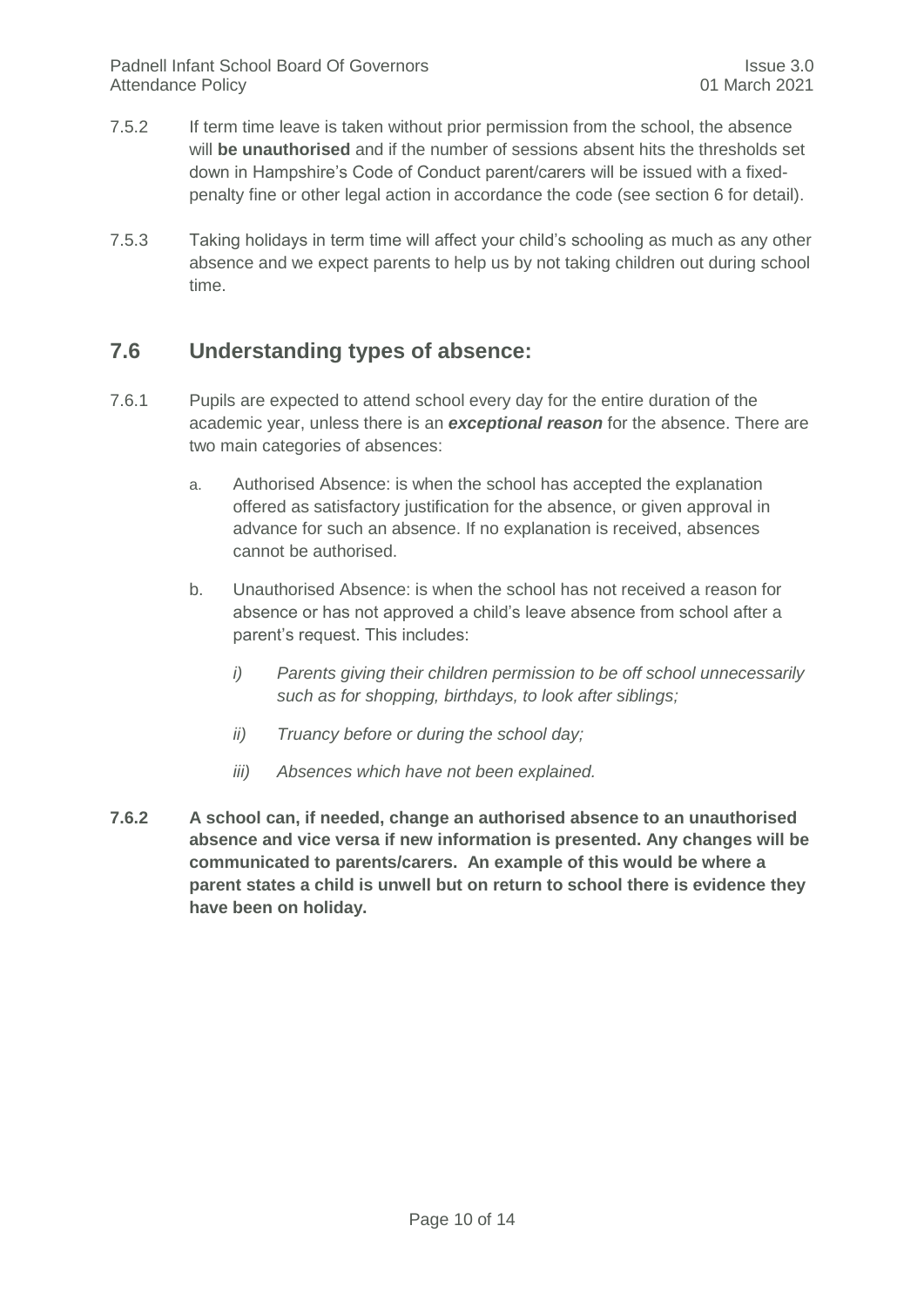7.5.2 If term time leave is taken without prior permission from the school, the absence will **be unauthorised** and if the number of sessions absent hits the thresholds set down in Hampshire's Code of Conduct parent/carers will be issued with a fixed-penalty fine or other legal action in accordance the code (see section 6 for detail).

7.5.3 Taking holidays in term time will affect your child's schooling as much as any other absence and we expect parents to help us by not taking children out during school time.

## 7.6 Understanding types of absence:

7.6.1 Pupils are expected to attend school every day for the entire duration of the academic year, unless there is an ***exceptional reason*** for the absence. There are two main categories of absences:

a. Authorised Absence: is when the school has accepted the explanation offered as satisfactory justification for the absence, or given approval in advance for such an absence. If no explanation is received, absences cannot be authorised.

b. Unauthorised Absence: is when the school has not received a reason for absence or has not approved a child's leave absence from school after a parent's request. This includes:

   *i) Parents giving their children permission to be off school unnecessarily such as for shopping, birthdays, to look after siblings;*

   *ii) Truancy before or during the school day;*

   *iii) Absences which have not been explained.*

**7.6.2 A school can, if needed, change an authorised absence to an unauthorised absence and vice versa if new information is presented. Any changes will be communicated to parents/carers. An example of this would be where a parent states a child is unwell but on return to school there is evidence they have been on holiday.**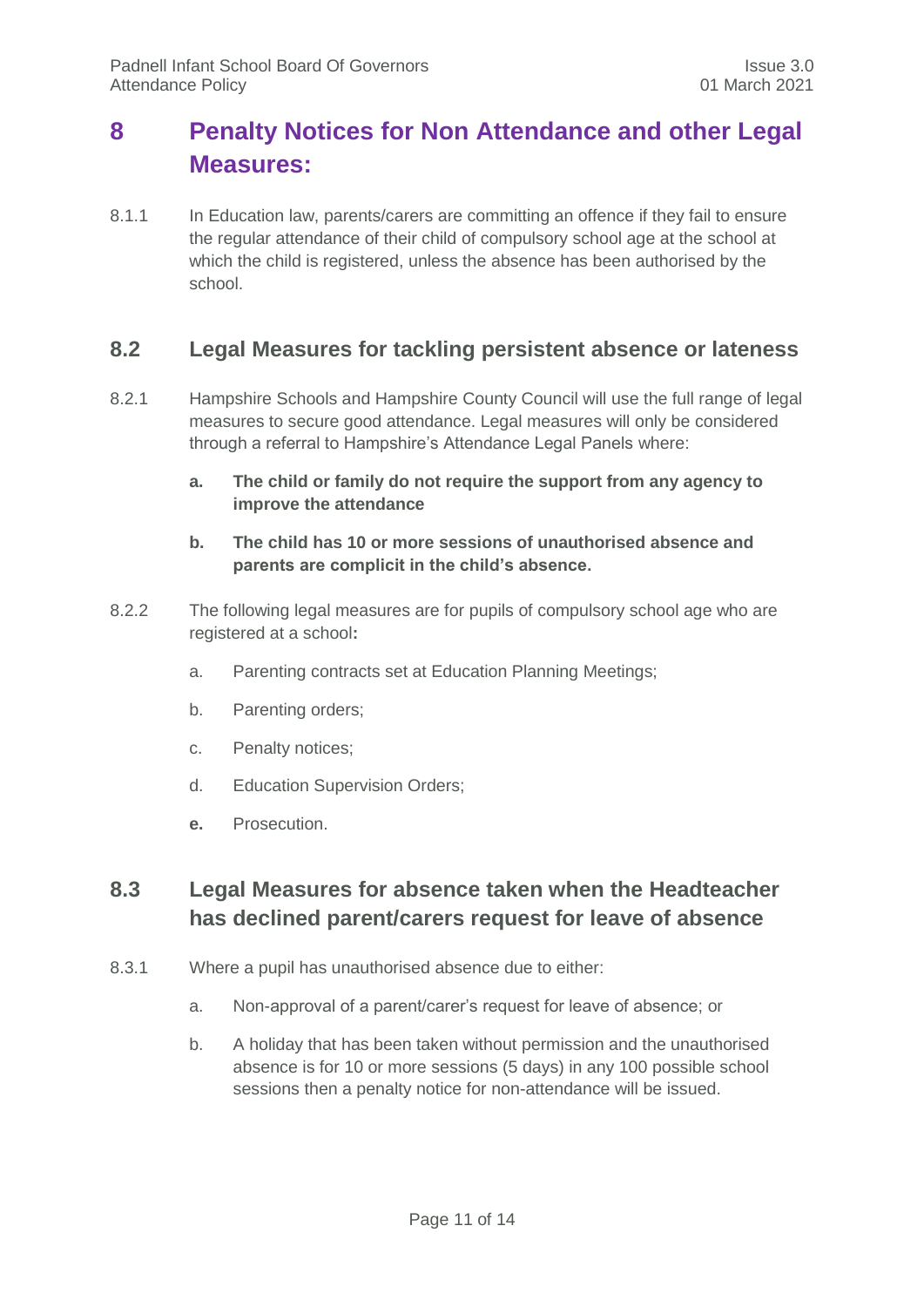# 8 Penalty Notices for Non Attendance and other Legal Measures:

8.1.1 In Education law, parents/carers are committing an offence if they fail to ensure the regular attendance of their child of compulsory school age at the school at which the child is registered, unless the absence has been authorised by the school.

## 8.2 Legal Measures for tackling persistent absence or lateness

8.2.1 Hampshire Schools and Hampshire County Council will use the full range of legal measures to secure good attendance. Legal measures will only be considered through a referral to Hampshire's Attendance Legal Panels where:

- **a. The child or family do not require the support from any agency to improve the attendance**
- **b. The child has 10 or more sessions of unauthorised absence and parents are complicit in the child's absence.**

8.2.2 The following legal measures are for pupils of compulsory school age who are registered at a school**:**

- a. Parenting contracts set at Education Planning Meetings;
- b. Parenting orders;
- c. Penalty notices;
- d. Education Supervision Orders;
- **e.** Prosecution.

## 8.3 Legal Measures for absence taken when the Headteacher has declined parent/carers request for leave of absence

8.3.1 Where a pupil has unauthorised absence due to either:

- a. Non-approval of a parent/carer's request for leave of absence; or
- b. A holiday that has been taken without permission and the unauthorised absence is for 10 or more sessions (5 days) in any 100 possible school sessions then a penalty notice for non-attendance will be issued.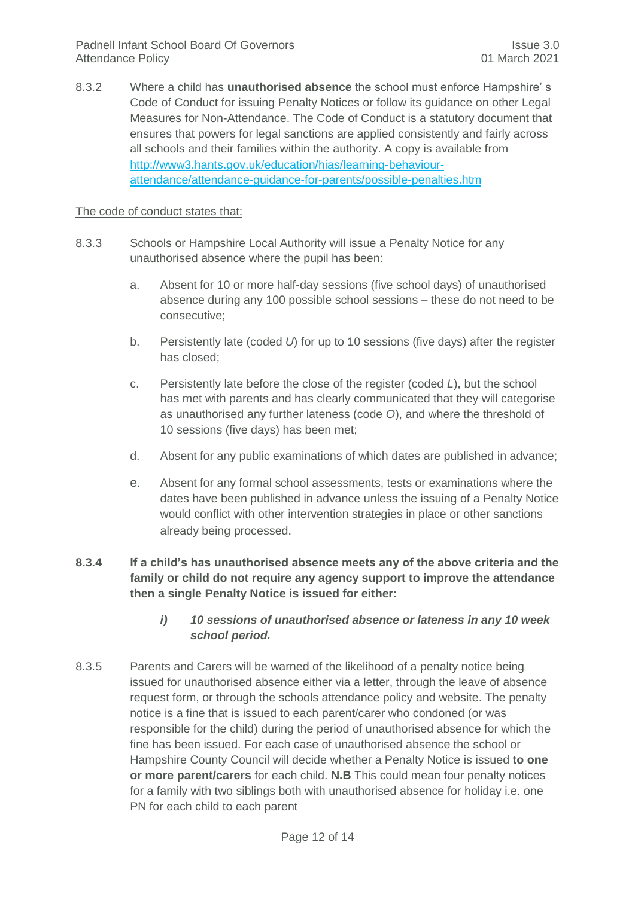8.3.2 Where a child has **unauthorised absence** the school must enforce Hampshire' s Code of Conduct for issuing Penalty Notices or follow its guidance on other Legal Measures for Non-Attendance. The Code of Conduct is a statutory document that ensures that powers for legal sanctions are applied consistently and fairly across all schools and their families within the authority. A copy is available from [http://www3.hants.gov.uk/education/hias/learning-behaviour-attendance/attendance-guidance-for-parents/possible-penalties.htm](http://www3.hants.gov.uk/education/hias/learning-behaviour-attendance/attendance-guidance-for-parents/possible-penalties.htm)

<u>The code of conduct states that:</u>

8.3.3 Schools or Hampshire Local Authority will issue a Penalty Notice for any unauthorised absence where the pupil has been:

a. Absent for 10 or more half-day sessions (five school days) of unauthorised absence during any 100 possible school sessions – these do not need to be consecutive;

b. Persistently late (coded *U*) for up to 10 sessions (five days) after the register has closed;

c. Persistently late before the close of the register (coded *L*), but the school has met with parents and has clearly communicated that they will categorise as unauthorised any further lateness (code *O*), and where the threshold of 10 sessions (five days) has been met;

d. Absent for any public examinations of which dates are published in advance;

e. Absent for any formal school assessments, tests or examinations where the dates have been published in advance unless the issuing of a Penalty Notice would conflict with other intervention strategies in place or other sanctions already being processed.

**8.3.4 If a child's has unauthorised absence meets any of the above criteria and the family or child do not require any agency support to improve the attendance then a single Penalty Notice is issued for either:**

***i) 10 sessions of unauthorised absence or lateness in any 10 week school period.***

8.3.5 Parents and Carers will be warned of the likelihood of a penalty notice being issued for unauthorised absence either via a letter, through the leave of absence request form, or through the schools attendance policy and website. The penalty notice is a fine that is issued to each parent/carer who condoned (or was responsible for the child) during the period of unauthorised absence for which the fine has been issued. For each case of unauthorised absence the school or Hampshire County Council will decide whether a Penalty Notice is issued **to one or more parent/carers** for each child. **N.B** This could mean four penalty notices for a family with two siblings both with unauthorised absence for holiday i.e. one PN for each child to each parent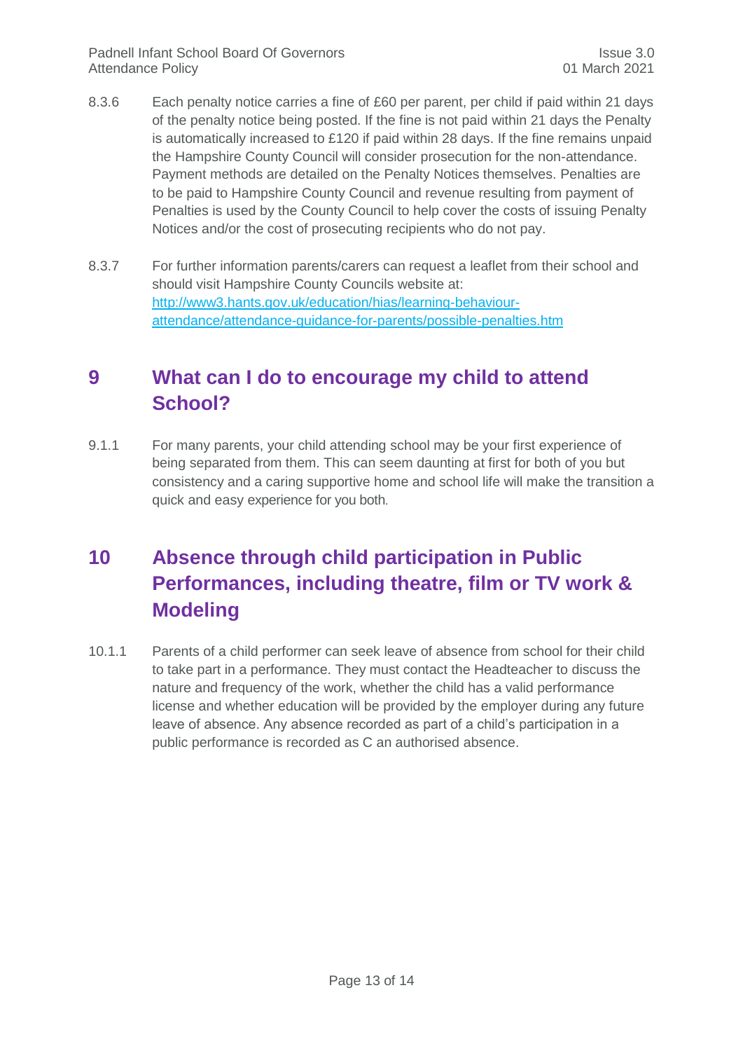8.3.6 Each penalty notice carries a fine of £60 per parent, per child if paid within 21 days of the penalty notice being posted. If the fine is not paid within 21 days the Penalty is automatically increased to £120 if paid within 28 days. If the fine remains unpaid the Hampshire County Council will consider prosecution for the non-attendance. Payment methods are detailed on the Penalty Notices themselves. Penalties are to be paid to Hampshire County Council and revenue resulting from payment of Penalties is used by the County Council to help cover the costs of issuing Penalty Notices and/or the cost of prosecuting recipients who do not pay.

8.3.7 For further information parents/carers can request a leaflet from their school and should visit Hampshire County Councils website at: [http://www3.hants.gov.uk/education/hias/learning-behaviour-attendance/attendance-guidance-for-parents/possible-penalties.htm](http://www3.hants.gov.uk/education/hias/learning-behaviour-attendance/attendance-guidance-for-parents/possible-penalties.htm)

## 9 What can I do to encourage my child to attend School?

9.1.1 For many parents, your child attending school may be your first experience of being separated from them. This can seem daunting at first for both of you but consistency and a caring supportive home and school life will make the transition a quick and easy experience for you both.

## 10 Absence through child participation in Public Performances, including theatre, film or TV work & Modeling

10.1.1 Parents of a child performer can seek leave of absence from school for their child to take part in a performance. They must contact the Headteacher to discuss the nature and frequency of the work, whether the child has a valid performance license and whether education will be provided by the employer during any future leave of absence. Any absence recorded as part of a child's participation in a public performance is recorded as C an authorised absence.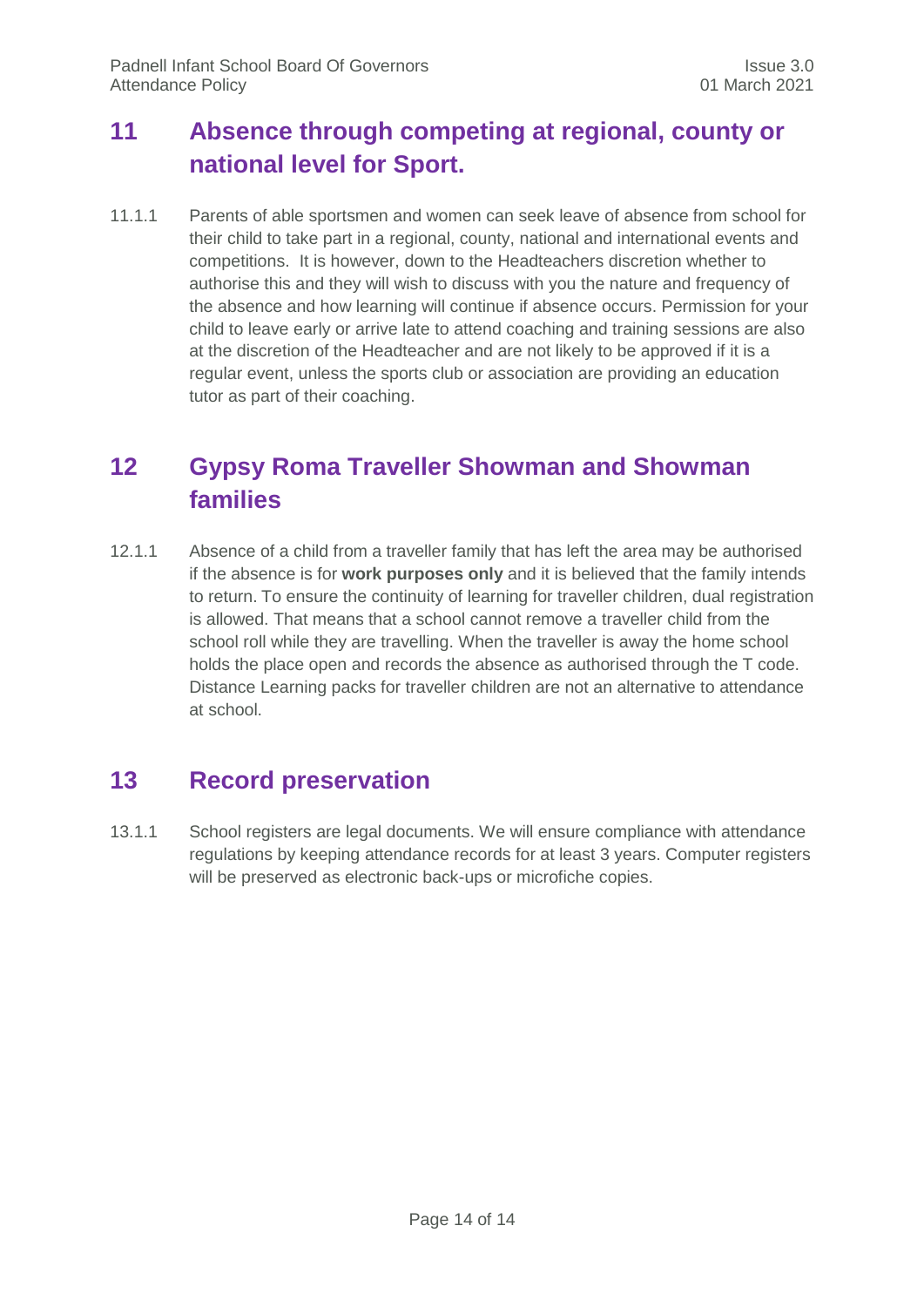## 11 Absence through competing at regional, county or national level for Sport.

11.1.1 Parents of able sportsmen and women can seek leave of absence from school for their child to take part in a regional, county, national and international events and competitions. It is however, down to the Headteachers discretion whether to authorise this and they will wish to discuss with you the nature and frequency of the absence and how learning will continue if absence occurs. Permission for your child to leave early or arrive late to attend coaching and training sessions are also at the discretion of the Headteacher and are not likely to be approved if it is a regular event, unless the sports club or association are providing an education tutor as part of their coaching.

## 12 Gypsy Roma Traveller Showman and Showman families

12.1.1 Absence of a child from a traveller family that has left the area may be authorised if the absence is for **work purposes only** and it is believed that the family intends to return. To ensure the continuity of learning for traveller children, dual registration is allowed. That means that a school cannot remove a traveller child from the school roll while they are travelling. When the traveller is away the home school holds the place open and records the absence as authorised through the T code. Distance Learning packs for traveller children are not an alternative to attendance at school.

## 13 Record preservation

13.1.1 School registers are legal documents. We will ensure compliance with attendance regulations by keeping attendance records for at least 3 years. Computer registers will be preserved as electronic back-ups or microfiche copies.